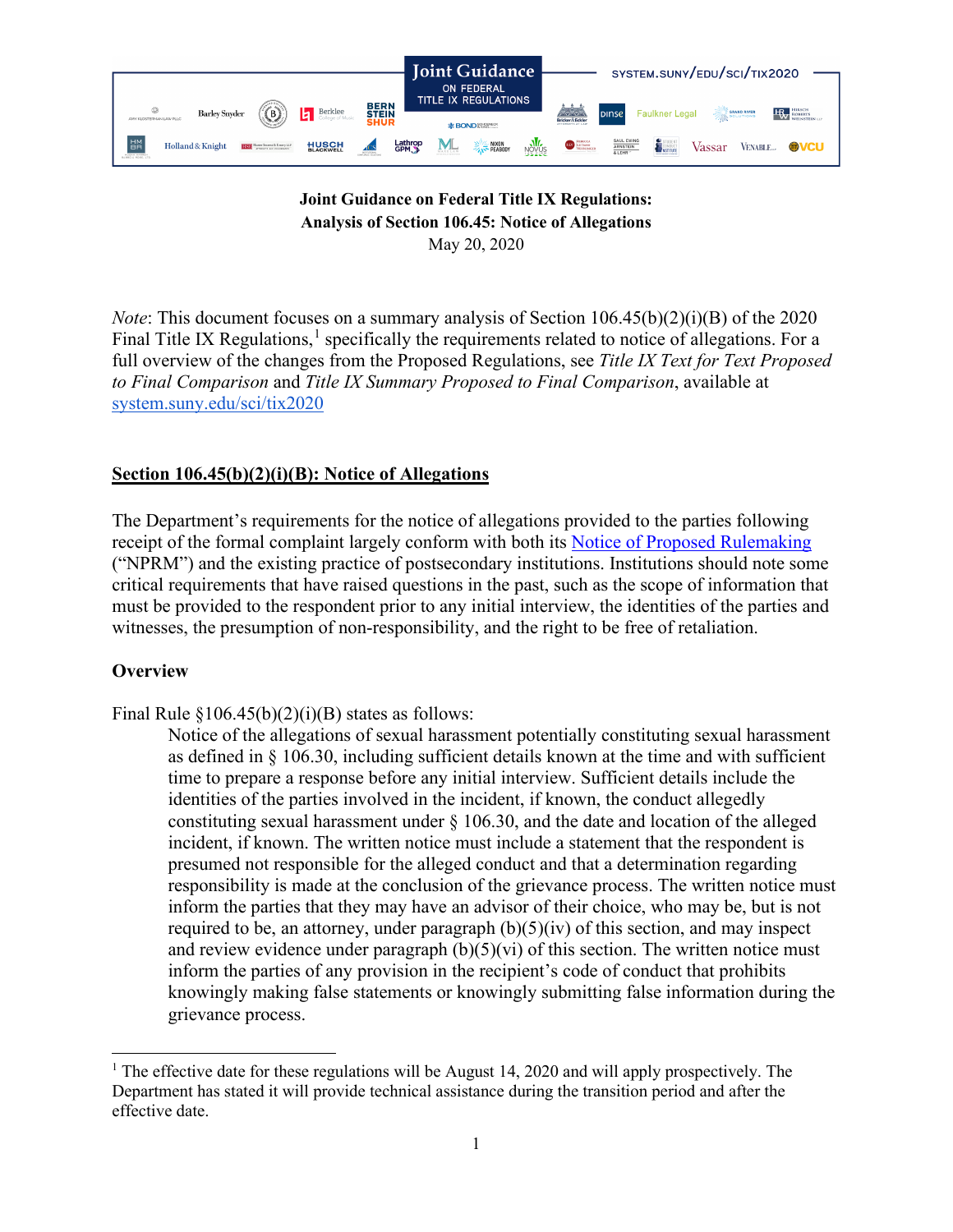Joint Guidance ON FEDERAL TITLE IX REGULATIONS

SYSTEM.SUNY/EDU/SCI/TIX2020

**Joint Guidance on Federal Title IX Regulations:**
**Analysis of Section 106.45: Notice of Allegations**
May 20, 2020

*Note*: This document focuses on a summary analysis of Section 106.45(b)(2)(i)(B) of the 2020 Final Title IX Regulations,[1] specifically the requirements related to notice of allegations. For a full overview of the changes from the Proposed Regulations, see *Title IX Text for Text Proposed to Final Comparison* and *Title IX Summary Proposed to Final Comparison*, available at system.suny.edu/sci/tix2020

## Section 106.45(b)(2)(i)(B): Notice of Allegations

The Department's requirements for the notice of allegations provided to the parties following receipt of the formal complaint largely conform with both its Notice of Proposed Rulemaking ("NPRM") and the existing practice of postsecondary institutions. Institutions should note some critical requirements that have raised questions in the past, such as the scope of information that must be provided to the respondent prior to any initial interview, the identities of the parties and witnesses, the presumption of non-responsibility, and the right to be free of retaliation.

### Overview

Final Rule §106.45(b)(2)(i)(B) states as follows:

> Notice of the allegations of sexual harassment potentially constituting sexual harassment as defined in § 106.30, including sufficient details known at the time and with sufficient time to prepare a response before any initial interview. Sufficient details include the identities of the parties involved in the incident, if known, the conduct allegedly constituting sexual harassment under § 106.30, and the date and location of the alleged incident, if known. The written notice must include a statement that the respondent is presumed not responsible for the alleged conduct and that a determination regarding responsibility is made at the conclusion of the grievance process. The written notice must inform the parties that they may have an advisor of their choice, who may be, but is not required to be, an attorney, under paragraph (b)(5)(iv) of this section, and may inspect and review evidence under paragraph (b)(5)(vi) of this section. The written notice must inform the parties of any provision in the recipient's code of conduct that prohibits knowingly making false statements or knowingly submitting false information during the grievance process.

[1] The effective date for these regulations will be August 14, 2020 and will apply prospectively. The Department has stated it will provide technical assistance during the transition period and after the effective date.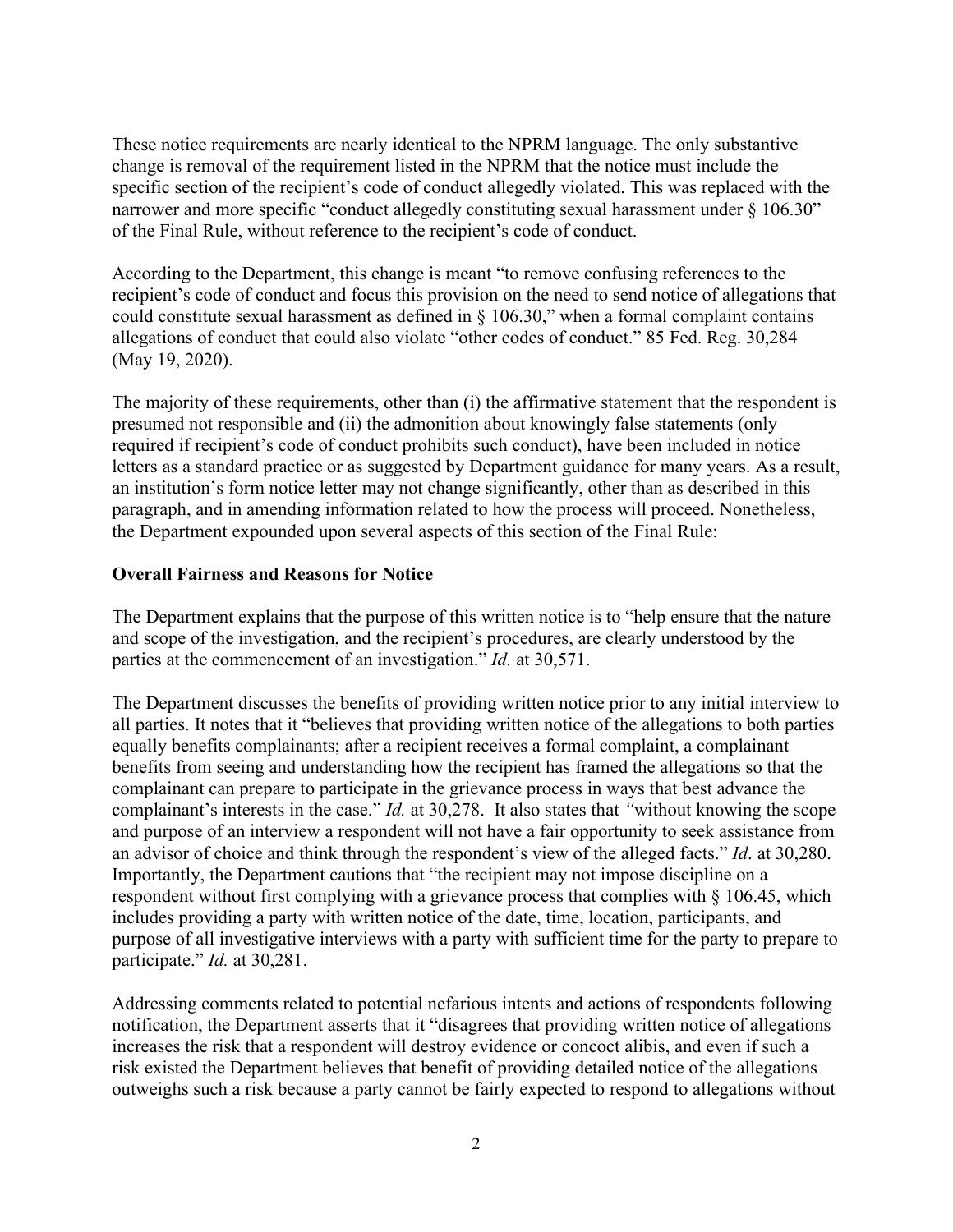These notice requirements are nearly identical to the NPRM language. The only substantive change is removal of the requirement listed in the NPRM that the notice must include the specific section of the recipient's code of conduct allegedly violated. This was replaced with the narrower and more specific "conduct allegedly constituting sexual harassment under § 106.30" of the Final Rule, without reference to the recipient's code of conduct.

According to the Department, this change is meant "to remove confusing references to the recipient's code of conduct and focus this provision on the need to send notice of allegations that could constitute sexual harassment as defined in § 106.30," when a formal complaint contains allegations of conduct that could also violate "other codes of conduct." 85 Fed. Reg. 30,284 (May 19, 2020).

The majority of these requirements, other than (i) the affirmative statement that the respondent is presumed not responsible and (ii) the admonition about knowingly false statements (only required if recipient's code of conduct prohibits such conduct), have been included in notice letters as a standard practice or as suggested by Department guidance for many years. As a result, an institution's form notice letter may not change significantly, other than as described in this paragraph, and in amending information related to how the process will proceed. Nonetheless, the Department expounded upon several aspects of this section of the Final Rule:

**Overall Fairness and Reasons for Notice**

The Department explains that the purpose of this written notice is to "help ensure that the nature and scope of the investigation, and the recipient's procedures, are clearly understood by the parties at the commencement of an investigation." *Id.* at 30,571.

The Department discusses the benefits of providing written notice prior to any initial interview to all parties. It notes that it "believes that providing written notice of the allegations to both parties equally benefits complainants; after a recipient receives a formal complaint, a complainant benefits from seeing and understanding how the recipient has framed the allegations so that the complainant can prepare to participate in the grievance process in ways that best advance the complainant's interests in the case." *Id.* at 30,278. It also states that "without knowing the scope and purpose of an interview a respondent will not have a fair opportunity to seek assistance from an advisor of choice and think through the respondent's view of the alleged facts." *Id*. at 30,280. Importantly, the Department cautions that "the recipient may not impose discipline on a respondent without first complying with a grievance process that complies with § 106.45, which includes providing a party with written notice of the date, time, location, participants, and purpose of all investigative interviews with a party with sufficient time for the party to prepare to participate." *Id.* at 30,281.

Addressing comments related to potential nefarious intents and actions of respondents following notification, the Department asserts that it "disagrees that providing written notice of allegations increases the risk that a respondent will destroy evidence or concoct alibis, and even if such a risk existed the Department believes that benefit of providing detailed notice of the allegations outweighs such a risk because a party cannot be fairly expected to respond to allegations without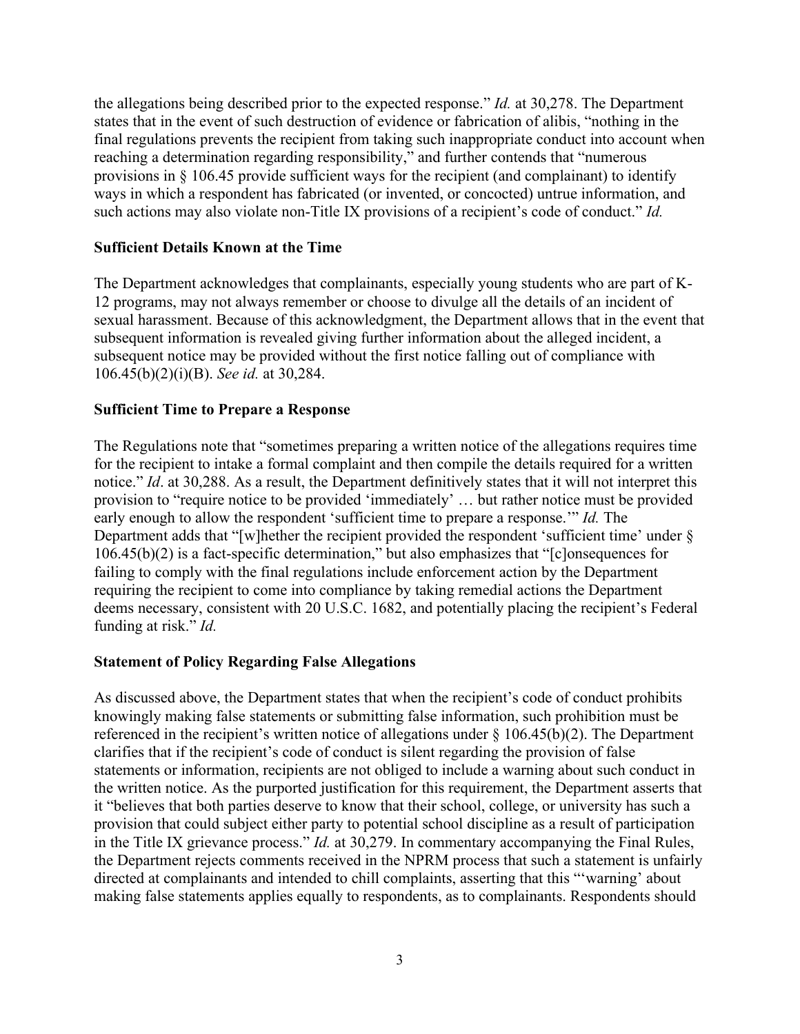the allegations being described prior to the expected response." *Id.* at 30,278. The Department states that in the event of such destruction of evidence or fabrication of alibis, "nothing in the final regulations prevents the recipient from taking such inappropriate conduct into account when reaching a determination regarding responsibility," and further contends that "numerous provisions in § 106.45 provide sufficient ways for the recipient (and complainant) to identify ways in which a respondent has fabricated (or invented, or concocted) untrue information, and such actions may also violate non-Title IX provisions of a recipient's code of conduct." *Id.*

**Sufficient Details Known at the Time**

The Department acknowledges that complainants, especially young students who are part of K-12 programs, may not always remember or choose to divulge all the details of an incident of sexual harassment. Because of this acknowledgment, the Department allows that in the event that subsequent information is revealed giving further information about the alleged incident, a subsequent notice may be provided without the first notice falling out of compliance with 106.45(b)(2)(i)(B). *See id.* at 30,284.

**Sufficient Time to Prepare a Response**

The Regulations note that "sometimes preparing a written notice of the allegations requires time for the recipient to intake a formal complaint and then compile the details required for a written notice." *Id*. at 30,288. As a result, the Department definitively states that it will not interpret this provision to "require notice to be provided 'immediately' … but rather notice must be provided early enough to allow the respondent 'sufficient time to prepare a response.'" *Id.* The Department adds that "[w]hether the recipient provided the respondent 'sufficient time' under § 106.45(b)(2) is a fact-specific determination," but also emphasizes that "[c]onsequences for failing to comply with the final regulations include enforcement action by the Department requiring the recipient to come into compliance by taking remedial actions the Department deems necessary, consistent with 20 U.S.C. 1682, and potentially placing the recipient's Federal funding at risk." *Id.*

**Statement of Policy Regarding False Allegations**

As discussed above, the Department states that when the recipient's code of conduct prohibits knowingly making false statements or submitting false information, such prohibition must be referenced in the recipient's written notice of allegations under § 106.45(b)(2). The Department clarifies that if the recipient's code of conduct is silent regarding the provision of false statements or information, recipients are not obliged to include a warning about such conduct in the written notice. As the purported justification for this requirement, the Department asserts that it "believes that both parties deserve to know that their school, college, or university has such a provision that could subject either party to potential school discipline as a result of participation in the Title IX grievance process." *Id.* at 30,279. In commentary accompanying the Final Rules, the Department rejects comments received in the NPRM process that such a statement is unfairly directed at complainants and intended to chill complaints, asserting that this "'warning' about making false statements applies equally to respondents, as to complainants. Respondents should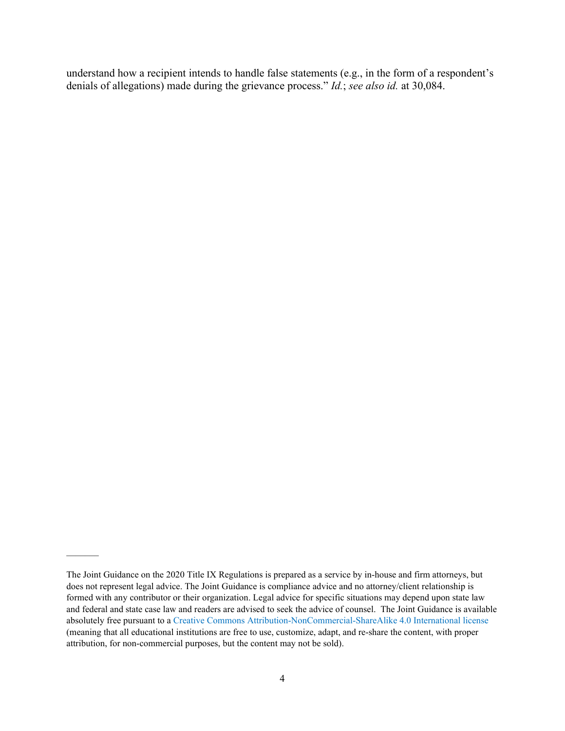understand how a recipient intends to handle false statements (e.g., in the form of a respondent's denials of allegations) made during the grievance process." *Id.*; *see also id.* at 30,084.

---

The Joint Guidance on the 2020 Title IX Regulations is prepared as a service by in-house and firm attorneys, but does not represent legal advice. The Joint Guidance is compliance advice and no attorney/client relationship is formed with any contributor or their organization. Legal advice for specific situations may depend upon state law and federal and state case law and readers are advised to seek the advice of counsel. The Joint Guidance is available absolutely free pursuant to a Creative Commons Attribution-NonCommercial-ShareAlike 4.0 International license (meaning that all educational institutions are free to use, customize, adapt, and re-share the content, with proper attribution, for non-commercial purposes, but the content may not be sold).